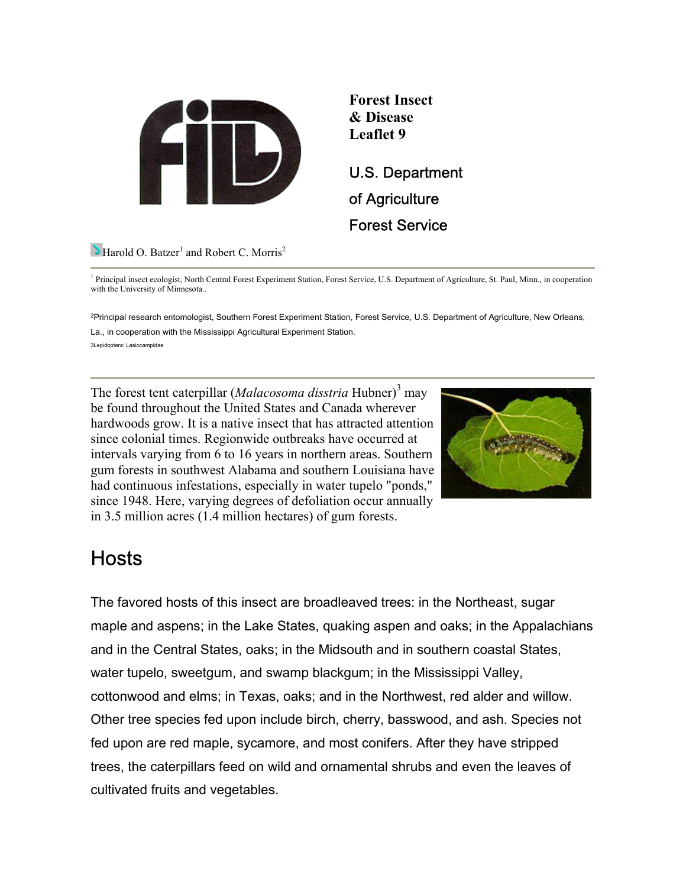**Forest Insect & Disease Leaflet 9**

U.S. Department of Agriculture Forest Service

Harold O. Batzer[1] and Robert C. Morris[2]

---

[1] Principal insect ecologist, North Central Forest Experiment Station, Forest Service, U.S. Department of Agriculture, St. Paul, Minn., in cooperation with the University of Minnesota..

[2] Principal research entomologist, Southern Forest Experiment Station, Forest Service, U.S. Department of Agriculture, New Orleans, La., in cooperation with the Mississippi Agricultural Experiment Station.

[3] Lepidoptera: Lasiocampidae

---

The forest tent caterpillar (*Malacosoma disstria* Hubner)[3] may be found throughout the United States and Canada wherever hardwoods grow. It is a native insect that has attracted attention since colonial times. Regionwide outbreaks have occurred at intervals varying from 6 to 16 years in northern areas. Southern gum forests in southwest Alabama and southern Louisiana have had continuous infestations, especially in water tupelo "ponds," since 1948. Here, varying degrees of defoliation occur annually in 3.5 million acres (1.4 million hectares) of gum forests.

## Hosts

The favored hosts of this insect are broadleaved trees: in the Northeast, sugar maple and aspens; in the Lake States, quaking aspen and oaks; in the Appalachians and in the Central States, oaks; in the Midsouth and in southern coastal States, water tupelo, sweetgum, and swamp blackgum; in the Mississippi Valley, cottonwood and elms; in Texas, oaks; and in the Northwest, red alder and willow. Other tree species fed upon include birch, cherry, basswood, and ash. Species not fed upon are red maple, sycamore, and most conifers. After they have stripped trees, the caterpillars feed on wild and ornamental shrubs and even the leaves of cultivated fruits and vegetables.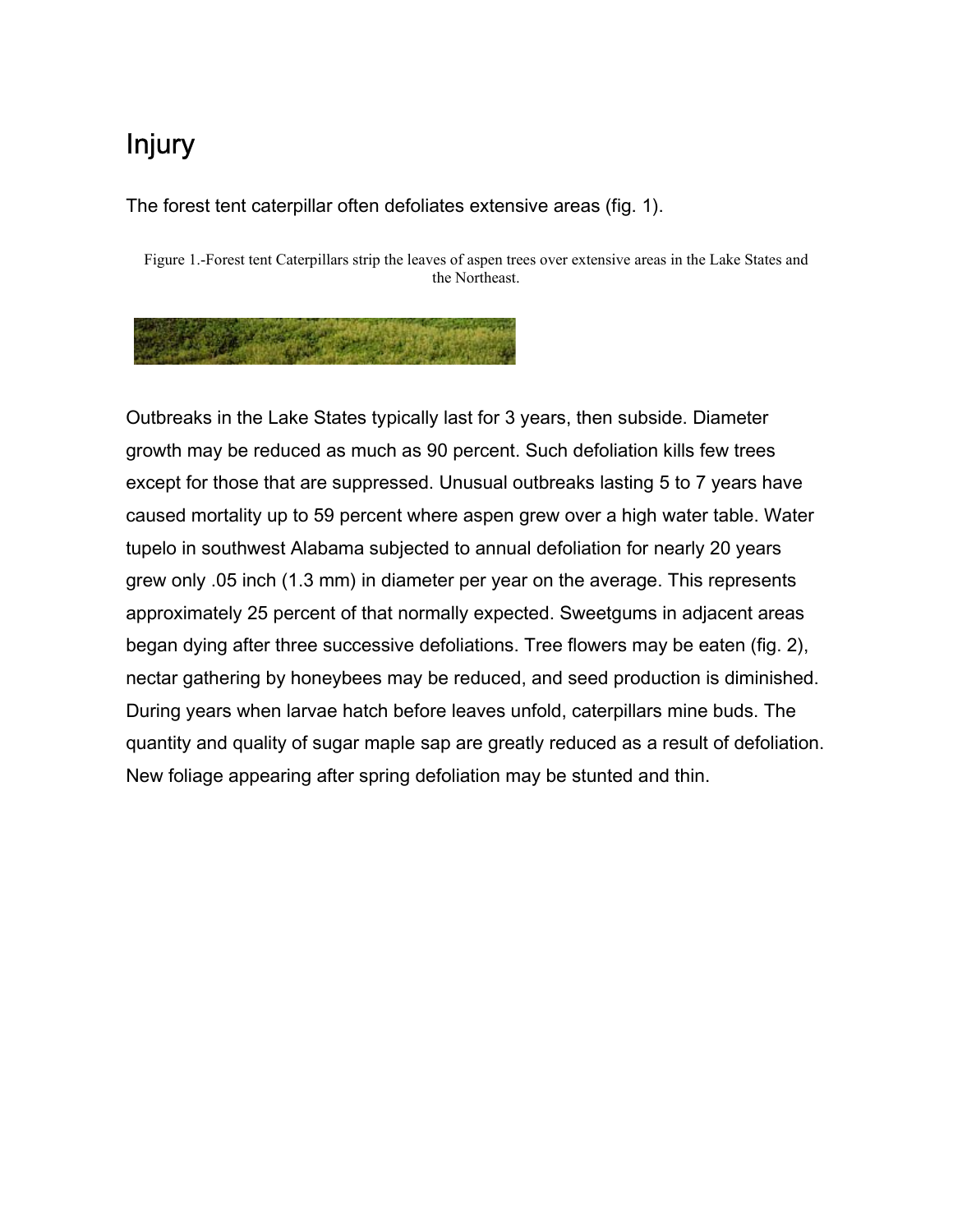# Injury

The forest tent caterpillar often defoliates extensive areas (fig. 1).

Figure 1.-Forest tent Caterpillars strip the leaves of aspen trees over extensive areas in the Lake States and the Northeast.

Outbreaks in the Lake States typically last for 3 years, then subside. Diameter growth may be reduced as much as 90 percent. Such defoliation kills few trees except for those that are suppressed. Unusual outbreaks lasting 5 to 7 years have caused mortality up to 59 percent where aspen grew over a high water table. Water tupelo in southwest Alabama subjected to annual defoliation for nearly 20 years grew only .05 inch (1.3 mm) in diameter per year on the average. This represents approximately 25 percent of that normally expected. Sweetgums in adjacent areas began dying after three successive defoliations. Tree flowers may be eaten (fig. 2), nectar gathering by honeybees may be reduced, and seed production is diminished. During years when larvae hatch before leaves unfold, caterpillars mine buds. The quantity and quality of sugar maple sap are greatly reduced as a result of defoliation. New foliage appearing after spring defoliation may be stunted and thin.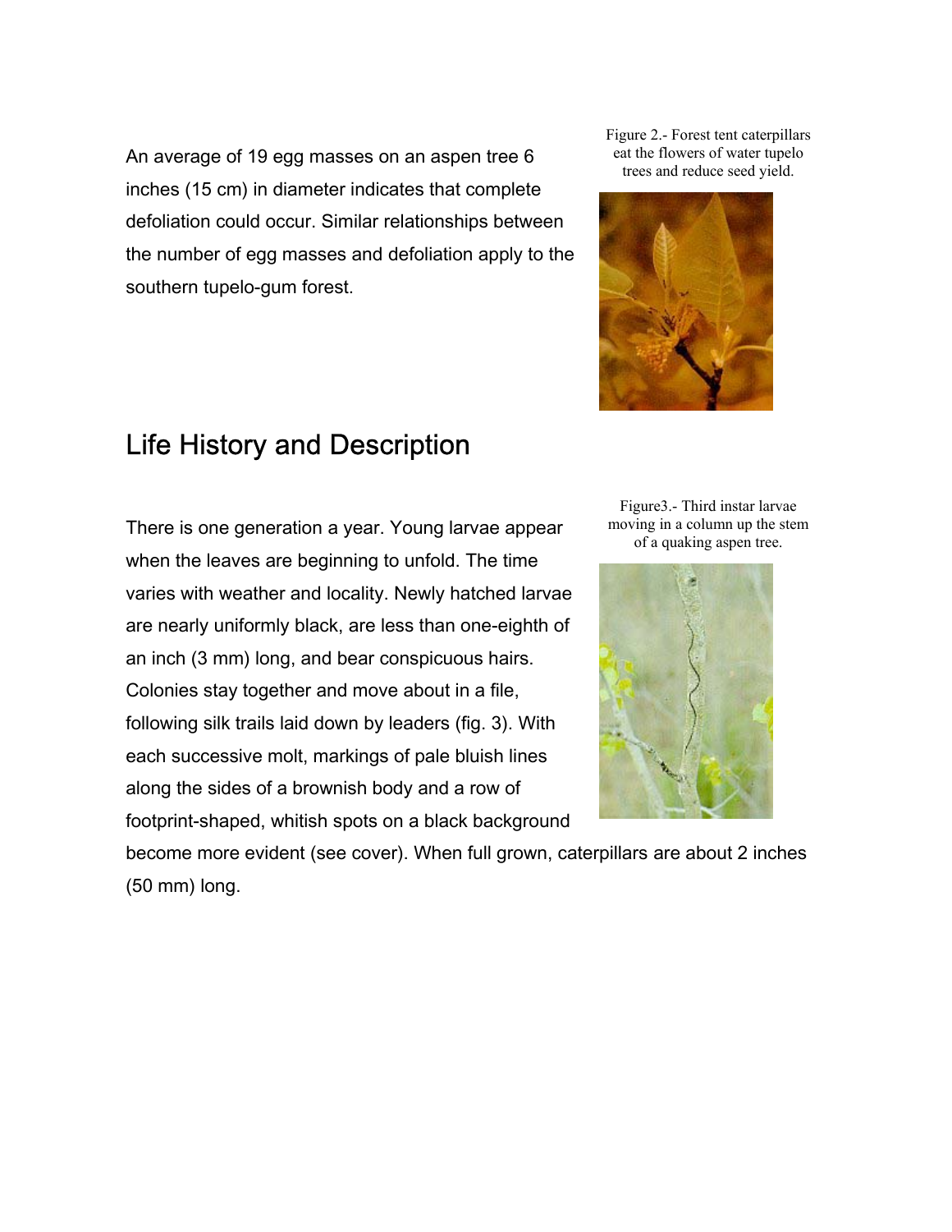An average of 19 egg masses on an aspen tree 6 inches (15 cm) in diameter indicates that complete defoliation could occur. Similar relationships between the number of egg masses and defoliation apply to the southern tupelo-gum forest.

Figure 2.- Forest tent caterpillars eat the flowers of water tupelo trees and reduce seed yield.

## Life History and Description

There is one generation a year. Young larvae appear when the leaves are beginning to unfold. The time varies with weather and locality. Newly hatched larvae are nearly uniformly black, are less than one-eighth of an inch (3 mm) long, and bear conspicuous hairs. Colonies stay together and move about in a file, following silk trails laid down by leaders (fig. 3). With each successive molt, markings of pale bluish lines along the sides of a brownish body and a row of footprint-shaped, whitish spots on a black background become more evident (see cover). When full grown, caterpillars are about 2 inches (50 mm) long.

Figure3.- Third instar larvae moving in a column up the stem of a quaking aspen tree.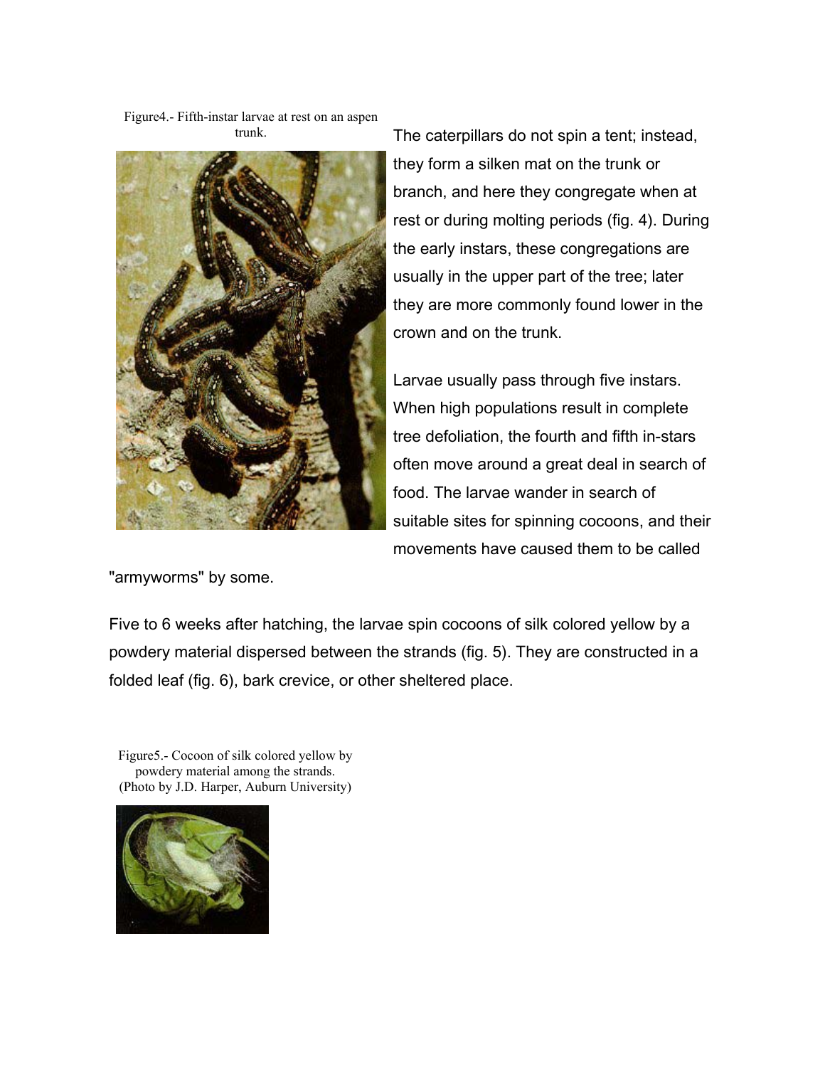Figure4.- Fifth-instar larvae at rest on an aspen trunk.

The caterpillars do not spin a tent; instead, they form a silken mat on the trunk or branch, and here they congregate when at rest or during molting periods (fig. 4). During the early instars, these congregations are usually in the upper part of the tree; later they are more commonly found lower in the crown and on the trunk.

Larvae usually pass through five instars. When high populations result in complete tree defoliation, the fourth and fifth in-stars often move around a great deal in search of food. The larvae wander in search of suitable sites for spinning cocoons, and their movements have caused them to be called "armyworms" by some.

Five to 6 weeks after hatching, the larvae spin cocoons of silk colored yellow by a powdery material dispersed between the strands (fig. 5). They are constructed in a folded leaf (fig. 6), bark crevice, or other sheltered place.

Figure5.- Cocoon of silk colored yellow by powdery material among the strands. (Photo by J.D. Harper, Auburn University)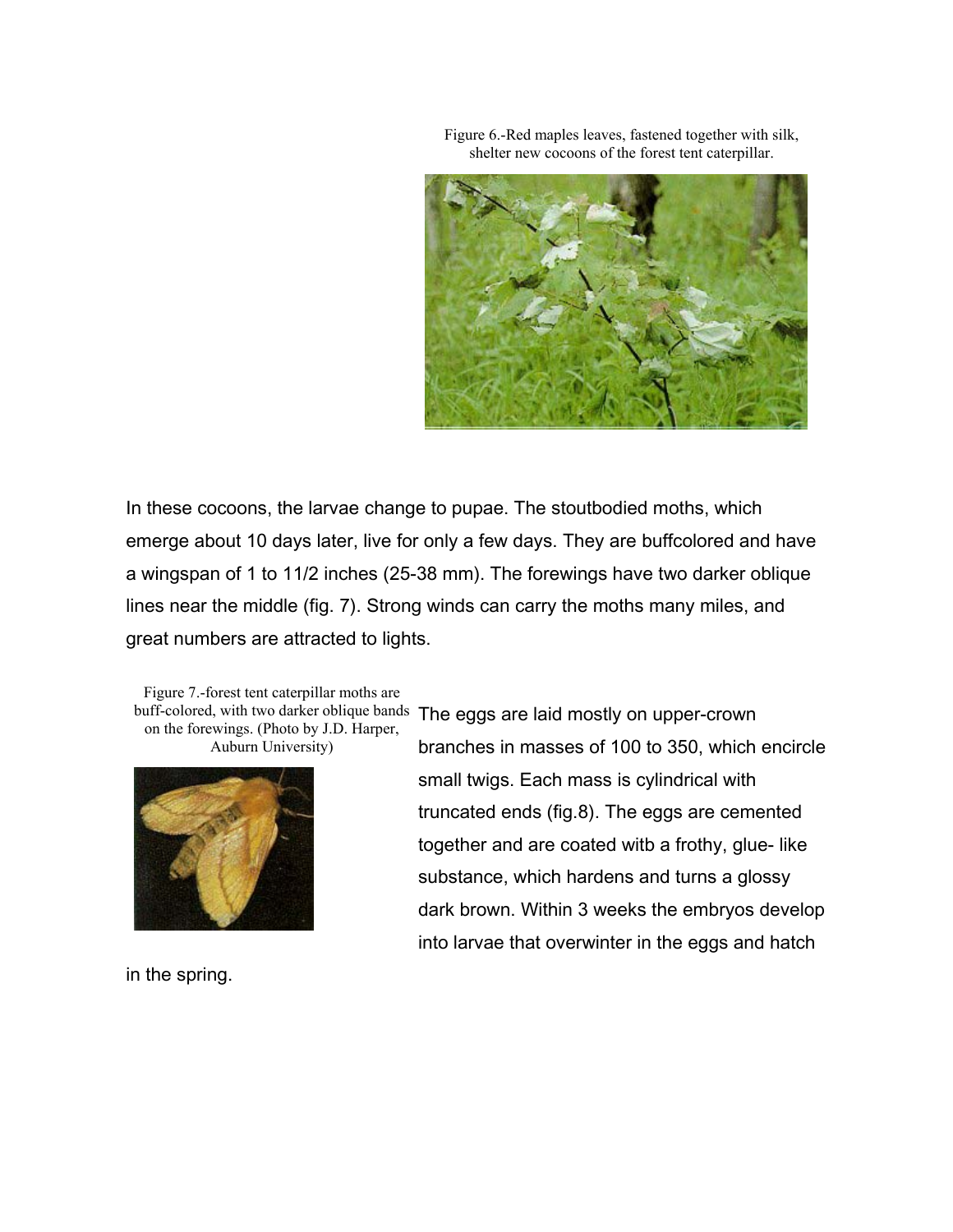Figure 6.-Red maples leaves, fastened together with silk, shelter new cocoons of the forest tent caterpillar.

In these cocoons, the larvae change to pupae. The stoutbodied moths, which emerge about 10 days later, live for only a few days. They are buffcolored and have a wingspan of 1 to 11/2 inches (25-38 mm). The forewings have two darker oblique lines near the middle (fig. 7). Strong winds can carry the moths many miles, and great numbers are attracted to lights.

Figure 7.-forest tent caterpillar moths are buff-colored, with two darker oblique bands on the forewings. (Photo by J.D. Harper, Auburn University)

The eggs are laid mostly on upper-crown branches in masses of 100 to 350, which encircle small twigs. Each mass is cylindrical with truncated ends (fig.8). The eggs are cemented together and are coated witb a frothy, glue- like substance, which hardens and turns a glossy dark brown. Within 3 weeks the embryos develop into larvae that overwinter in the eggs and hatch in the spring.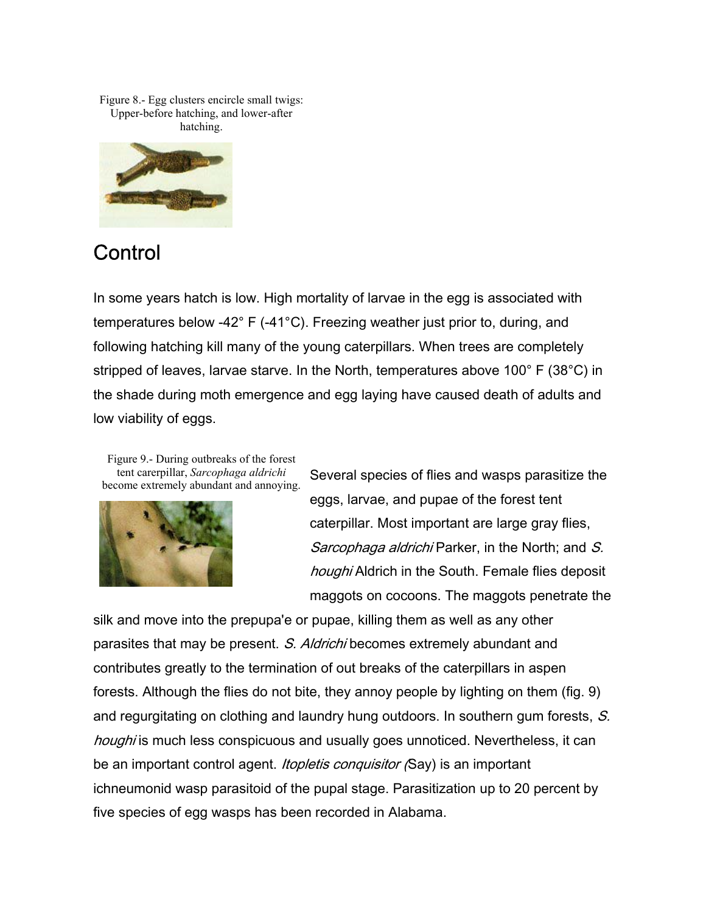Figure 8.- Egg clusters encircle small twigs: Upper-before hatching, and lower-after hatching.

## Control

In some years hatch is low. High mortality of larvae in the egg is associated with temperatures below -42° F (-41°C). Freezing weather just prior to, during, and following hatching kill many of the young caterpillars. When trees are completely stripped of leaves, larvae starve. In the North, temperatures above 100° F (38°C) in the shade during moth emergence and egg laying have caused death of adults and low viability of eggs.

Figure 9.- During outbreaks of the forest tent carerpillar, *Sarcophaga aldrichi* become extremely abundant and annoying.

Several species of flies and wasps parasitize the eggs, larvae, and pupae of the forest tent caterpillar. Most important are large gray flies, *Sarcophaga aldrichi* Parker, in the North; and *S. houghi* Aldrich in the South. Female flies deposit maggots on cocoons. The maggots penetrate the silk and move into the prepupa'e or pupae, killing them as well as any other parasites that may be present. *S. Aldrichi* becomes extremely abundant and contributes greatly to the termination of out breaks of the caterpillars in aspen forests. Although the flies do not bite, they annoy people by lighting on them (fig. 9) and regurgitating on clothing and laundry hung outdoors. In southern gum forests, *S. houghi* is much less conspicuous and usually goes unnoticed. Nevertheless, it can be an important control agent. *Itopletis conquisitor (*Say) is an important ichneumonid wasp parasitoid of the pupal stage. Parasitization up to 20 percent by five species of egg wasps has been recorded in Alabama.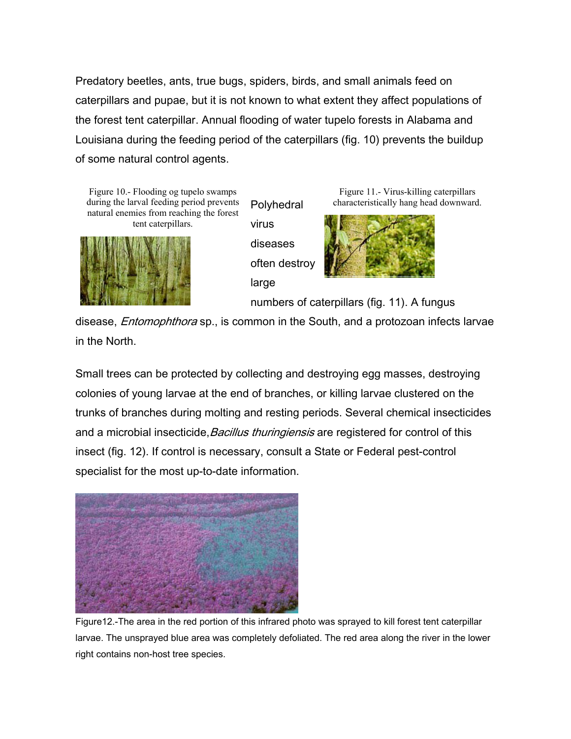Predatory beetles, ants, true bugs, spiders, birds, and small animals feed on caterpillars and pupae, but it is not known to what extent they affect populations of the forest tent caterpillar. Annual flooding of water tupelo forests in Alabama and Louisiana during the feeding period of the caterpillars (fig. 10) prevents the buildup of some natural control agents.

Figure 10.- Flooding og tupelo swamps during the larval feeding period prevents natural enemies from reaching the forest tent caterpillars.

Polyhedral virus diseases often destroy large numbers of caterpillars (fig. 11). A fungus disease, *Entomophthora* sp., is common in the South, and a protozoan infects larvae in the North.

Figure 11.- Virus-killing caterpillars characteristically hang head downward.

Small trees can be protected by collecting and destroying egg masses, destroying colonies of young larvae at the end of branches, or killing larvae clustered on the trunks of branches during molting and resting periods. Several chemical insecticides and a microbial insecticide,*Bacillus thuringiensis* are registered for control of this insect (fig. 12). If control is necessary, consult a State or Federal pest-control specialist for the most up-to-date information.

Figure12.-The area in the red portion of this infrared photo was sprayed to kill forest tent caterpillar larvae. The unsprayed blue area was completely defoliated. The red area along the river in the lower right contains non-host tree species.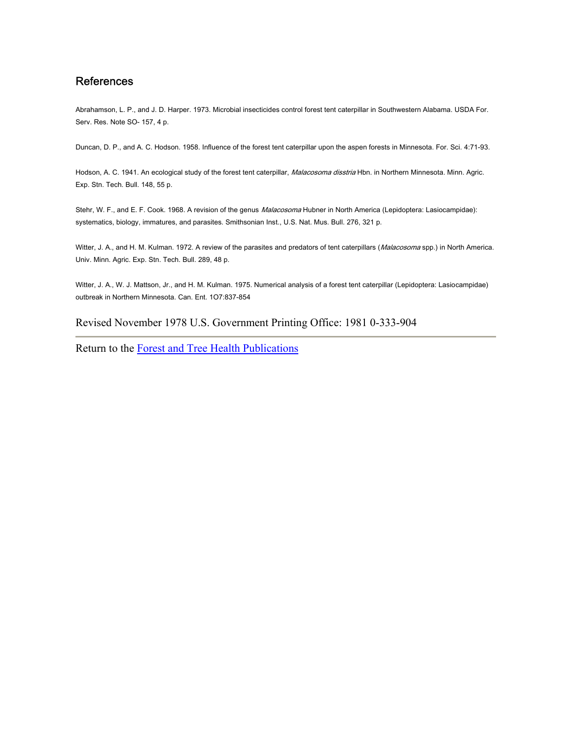## References

Abrahamson, L. P., and J. D. Harper. 1973. Microbial insecticides control forest tent caterpillar in Southwestern Alabama. USDA For. Serv. Res. Note SO- 157, 4 p.

Duncan, D. P., and A. C. Hodson. 1958. Influence of the forest tent caterpillar upon the aspen forests in Minnesota. For. Sci. 4:71-93.

Hodson, A. C. 1941. An ecological study of the forest tent caterpillar, *Malacosoma disstria* Hbn. in Northern Minnesota. Minn. Agric. Exp. Stn. Tech. Bull. 148, 55 p.

Stehr, W. F., and E. F. Cook. 1968. A revision of the genus *Malacosoma* Hubner in North America (Lepidoptera: Lasiocampidae): systematics, biology, immatures, and parasites. Smithsonian Inst., U.S. Nat. Mus. Bull. 276, 321 p.

Witter, J. A., and H. M. Kulman. 1972. A review of the parasites and predators of tent caterpillars (*Malacosoma* spp.) in North America. Univ. Minn. Agric. Exp. Stn. Tech. Bull. 289, 48 p.

Witter, J. A., W. J. Mattson, Jr., and H. M. Kulman. 1975. Numerical analysis of a forest tent caterpillar (Lepidoptera: Lasiocampidae) outbreak in Northern Minnesota. Can. Ent. 1O7:837-854

Revised November 1978 U.S. Government Printing Office: 1981 0-333-904

---

Return to the Forest and Tree Health Publications